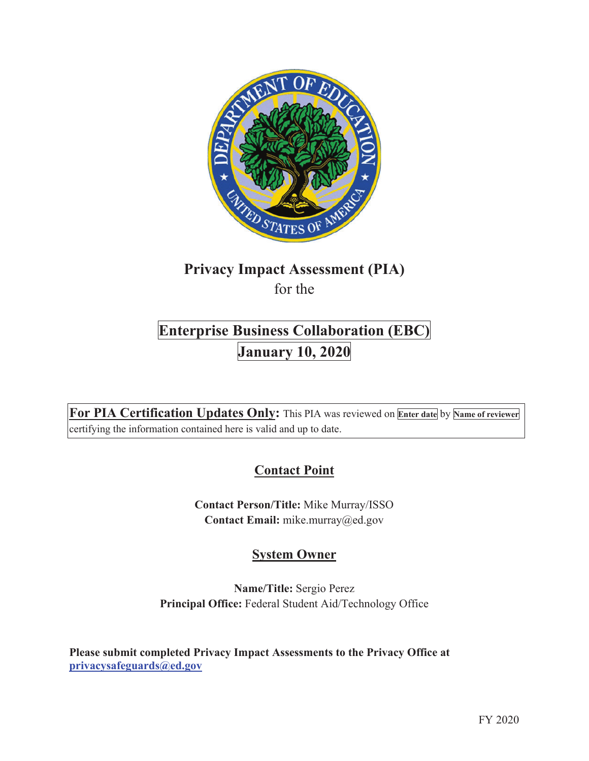# Privacy Impact Assessment (PIA)

for the

## Enterprise Business Collaboration (EBC)

## January 10, 2020

**For PIA Certification Updates Only:** This PIA was reviewed on **Enter date** by **Name of reviewer** certifying the information contained here is valid and up to date.

## Contact Point

**Contact Person/Title:** Mike Murray/ISSO
**Contact Email:** mike.murray@ed.gov

## System Owner

**Name/Title:** Sergio Perez
**Principal Office:** Federal Student Aid/Technology Office

**Please submit completed Privacy Impact Assessments to the Privacy Office at privacysafeguards@ed.gov**

FY 2020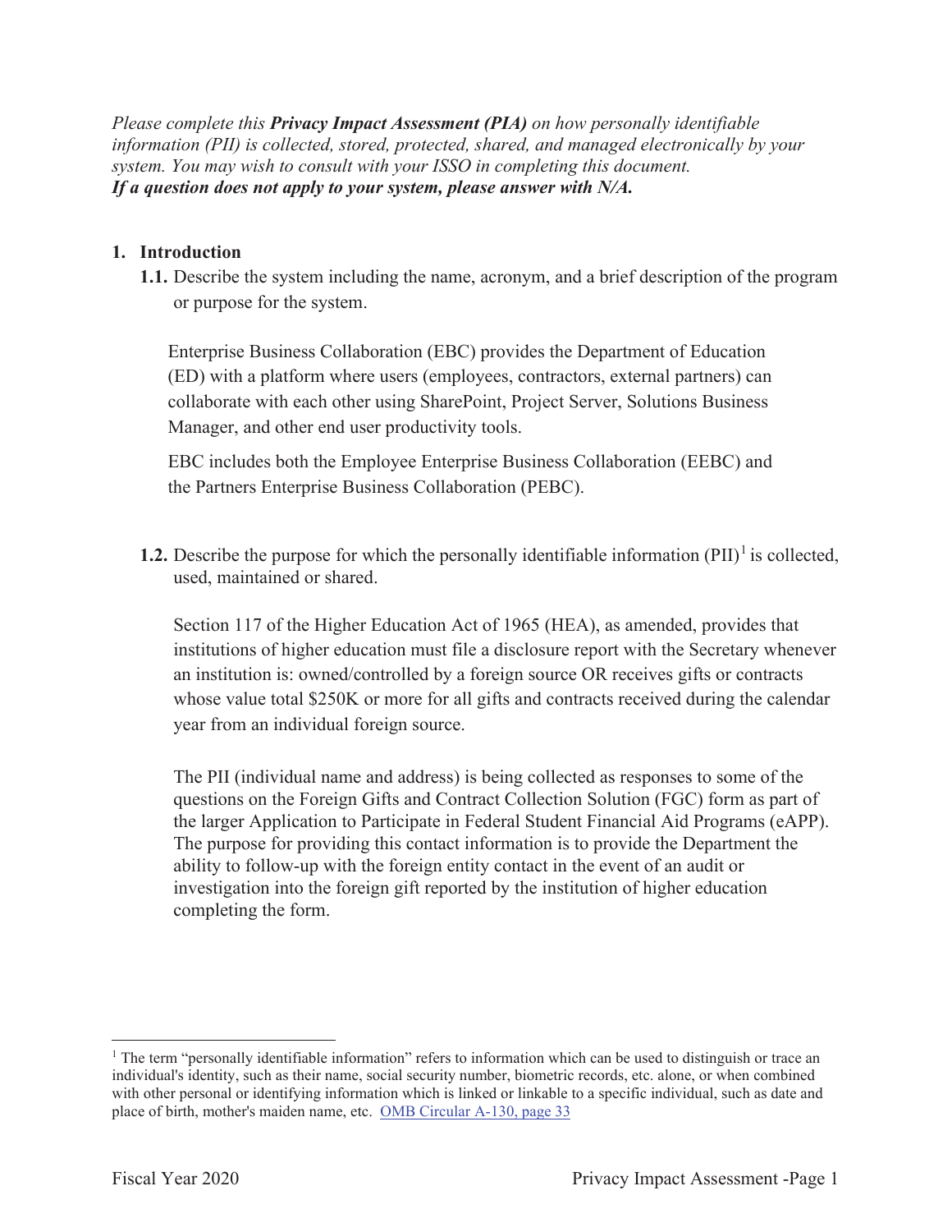*Please complete this **Privacy Impact Assessment (PIA)** on how personally identifiable information (PII) is collected, stored, protected, shared, and managed electronically by your system. You may wish to consult with your ISSO in completing this document.*
***If a question does not apply to your system, please answer with N/A.***

1. **Introduction**

   **1.1.** Describe the system including the name, acronym, and a brief description of the program or purpose for the system.

   Enterprise Business Collaboration (EBC) provides the Department of Education (ED) with a platform where users (employees, contractors, external partners) can collaborate with each other using SharePoint, Project Server, Solutions Business Manager, and other end user productivity tools.

   EBC includes both the Employee Enterprise Business Collaboration (EEBC) and the Partners Enterprise Business Collaboration (PEBC).

   **1.2.** Describe the purpose for which the personally identifiable information (PII)[1] is collected, used, maintained or shared.

   Section 117 of the Higher Education Act of 1965 (HEA), as amended, provides that institutions of higher education must file a disclosure report with the Secretary whenever an institution is: owned/controlled by a foreign source OR receives gifts or contracts whose value total $250K or more for all gifts and contracts received during the calendar year from an individual foreign source.

   The PII (individual name and address) is being collected as responses to some of the questions on the Foreign Gifts and Contract Collection Solution (FGC) form as part of the larger Application to Participate in Federal Student Financial Aid Programs (eAPP). The purpose for providing this contact information is to provide the Department the ability to follow-up with the foreign entity contact in the event of an audit or investigation into the foreign gift reported by the institution of higher education completing the form.

---

[1] The term "personally identifiable information" refers to information which can be used to distinguish or trace an individual's identity, such as their name, social security number, biometric records, etc. alone, or when combined with other personal or identifying information which is linked or linkable to a specific individual, such as date and place of birth, mother's maiden name, etc. OMB Circular A-130, page 33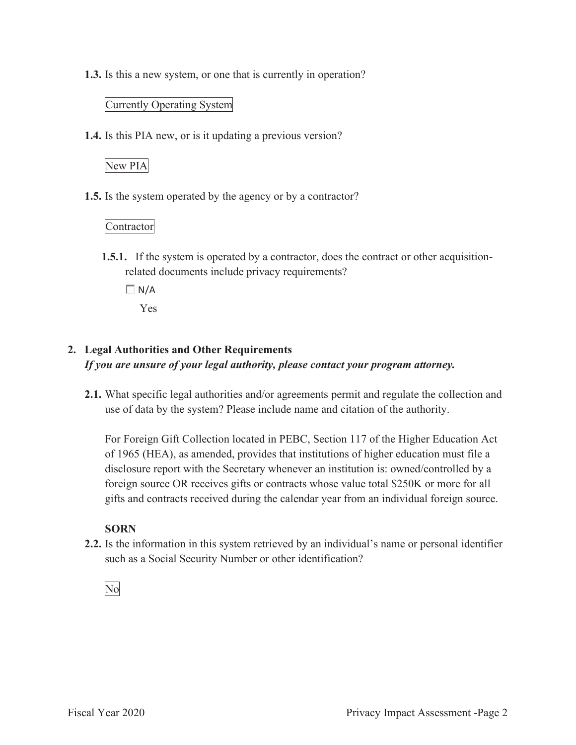**1.3.** Is this a new system, or one that is currently in operation?

Currently Operating System

**1.4.** Is this PIA new, or is it updating a previous version?

New PIA

**1.5.** Is the system operated by the agency or by a contractor?

Contractor

**1.5.1.** If the system is operated by a contractor, does the contract or other acquisition-related documents include privacy requirements?

☐ N/A

Yes

## 2. Legal Authorities and Other Requirements

***If you are unsure of your legal authority, please contact your program attorney.***

**2.1.** What specific legal authorities and/or agreements permit and regulate the collection and use of data by the system? Please include name and citation of the authority.

For Foreign Gift Collection located in PEBC, Section 117 of the Higher Education Act of 1965 (HEA), as amended, provides that institutions of higher education must file a disclosure report with the Secretary whenever an institution is: owned/controlled by a foreign source OR receives gifts or contracts whose value total $250K or more for all gifts and contracts received during the calendar year from an individual foreign source.

**SORN**

**2.2.** Is the information in this system retrieved by an individual's name or personal identifier such as a Social Security Number or other identification?

No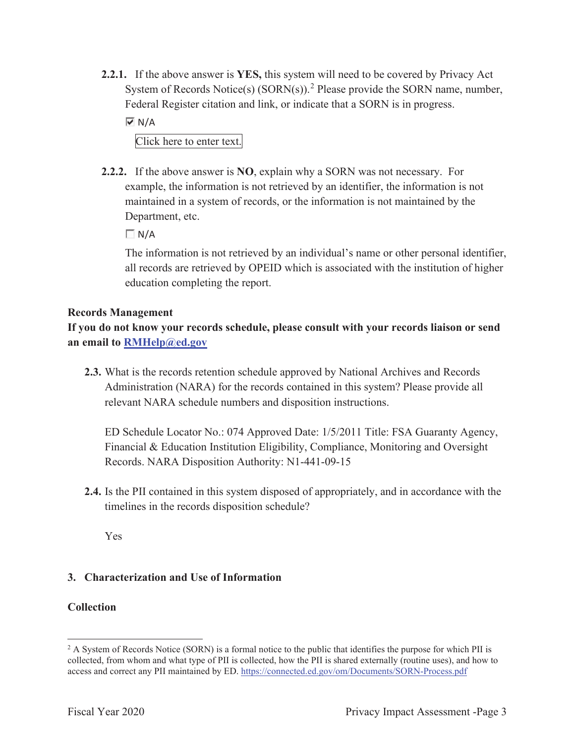**2.2.1.** If the above answer is **YES,** this system will need to be covered by Privacy Act System of Records Notice(s) (SORN(s)).[2] Please provide the SORN name, number, Federal Register citation and link, or indicate that a SORN is in progress.

☑ N/A

Click here to enter text.

**2.2.2.** If the above answer is **NO**, explain why a SORN was not necessary. For example, the information is not retrieved by an identifier, the information is not maintained in a system of records, or the information is not maintained by the Department, etc.

☐ N/A

The information is not retrieved by an individual's name or other personal identifier, all records are retrieved by OPEID which is associated with the institution of higher education completing the report.

**Records Management**

**If you do not know your records schedule, please consult with your records liaison or send an email to [RMHelp@ed.gov](mailto:RMHelp@ed.gov)**

**2.3.** What is the records retention schedule approved by National Archives and Records Administration (NARA) for the records contained in this system? Please provide all relevant NARA schedule numbers and disposition instructions.

ED Schedule Locator No.: 074 Approved Date: 1/5/2011 Title: FSA Guaranty Agency, Financial & Education Institution Eligibility, Compliance, Monitoring and Oversight Records. NARA Disposition Authority: N1-441-09-15

**2.4.** Is the PII contained in this system disposed of appropriately, and in accordance with the timelines in the records disposition schedule?

Yes

## 3. Characterization and Use of Information

**Collection**

---

[2] A System of Records Notice (SORN) is a formal notice to the public that identifies the purpose for which PII is collected, from whom and what type of PII is collected, how the PII is shared externally (routine uses), and how to access and correct any PII maintained by ED. https://connected.ed.gov/om/Documents/SORN-Process.pdf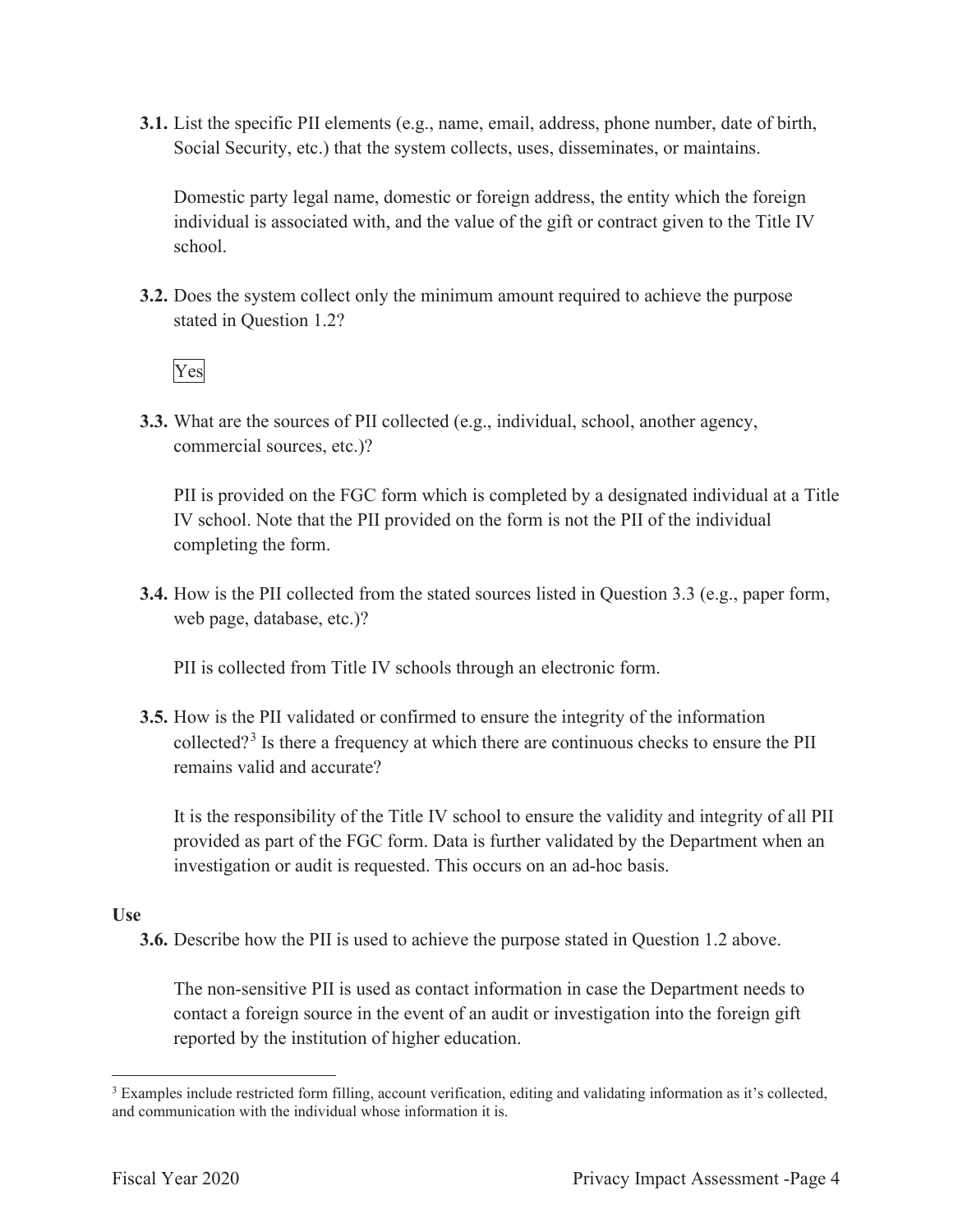**3.1.** List the specific PII elements (e.g., name, email, address, phone number, date of birth, Social Security, etc.) that the system collects, uses, disseminates, or maintains.

Domestic party legal name, domestic or foreign address, the entity which the foreign individual is associated with, and the value of the gift or contract given to the Title IV school.

**3.2.** Does the system collect only the minimum amount required to achieve the purpose stated in Question 1.2?

Yes

**3.3.** What are the sources of PII collected (e.g., individual, school, another agency, commercial sources, etc.)?

PII is provided on the FGC form which is completed by a designated individual at a Title IV school. Note that the PII provided on the form is not the PII of the individual completing the form.

**3.4.** How is the PII collected from the stated sources listed in Question 3.3 (e.g., paper form, web page, database, etc.)?

PII is collected from Title IV schools through an electronic form.

**3.5.** How is the PII validated or confirmed to ensure the integrity of the information collected?[3] Is there a frequency at which there are continuous checks to ensure the PII remains valid and accurate?

It is the responsibility of the Title IV school to ensure the validity and integrity of all PII provided as part of the FGC form. Data is further validated by the Department when an investigation or audit is requested. This occurs on an ad-hoc basis.

**Use**

**3.6.** Describe how the PII is used to achieve the purpose stated in Question 1.2 above.

The non-sensitive PII is used as contact information in case the Department needs to contact a foreign source in the event of an audit or investigation into the foreign gift reported by the institution of higher education.

---

[3] Examples include restricted form filling, account verification, editing and validating information as it's collected, and communication with the individual whose information it is.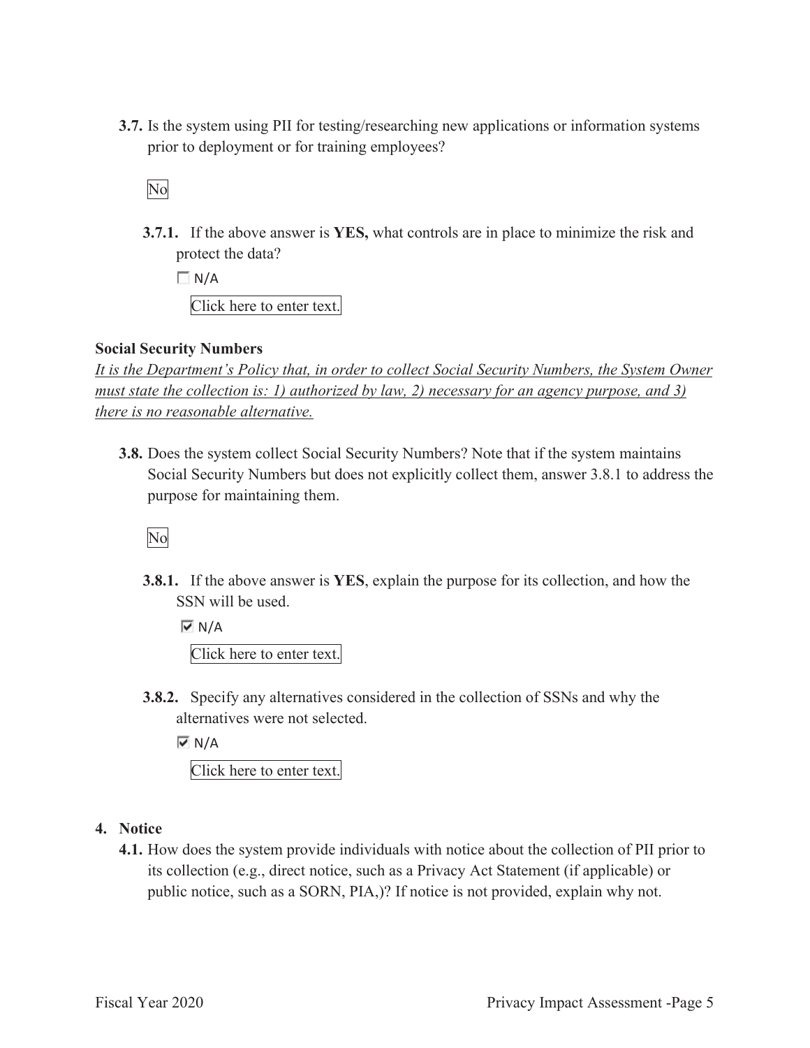**3.7.** Is the system using PII for testing/researching new applications or information systems prior to deployment or for training employees?

No

**3.7.1.** If the above answer is **YES,** what controls are in place to minimize the risk and protect the data?

☐ N/A

Click here to enter text.

**Social Security Numbers**

*It is the Department's Policy that, in order to collect Social Security Numbers, the System Owner must state the collection is: 1) authorized by law, 2) necessary for an agency purpose, and 3) there is no reasonable alternative.*

**3.8.** Does the system collect Social Security Numbers? Note that if the system maintains Social Security Numbers but does not explicitly collect them, answer 3.8.1 to address the purpose for maintaining them.

No

**3.8.1.** If the above answer is **YES**, explain the purpose for its collection, and how the SSN will be used.

☑ N/A

Click here to enter text.

**3.8.2.** Specify any alternatives considered in the collection of SSNs and why the alternatives were not selected.

☑ N/A

Click here to enter text.

**4. Notice**

**4.1.** How does the system provide individuals with notice about the collection of PII prior to its collection (e.g., direct notice, such as a Privacy Act Statement (if applicable) or public notice, such as a SORN, PIA,)? If notice is not provided, explain why not.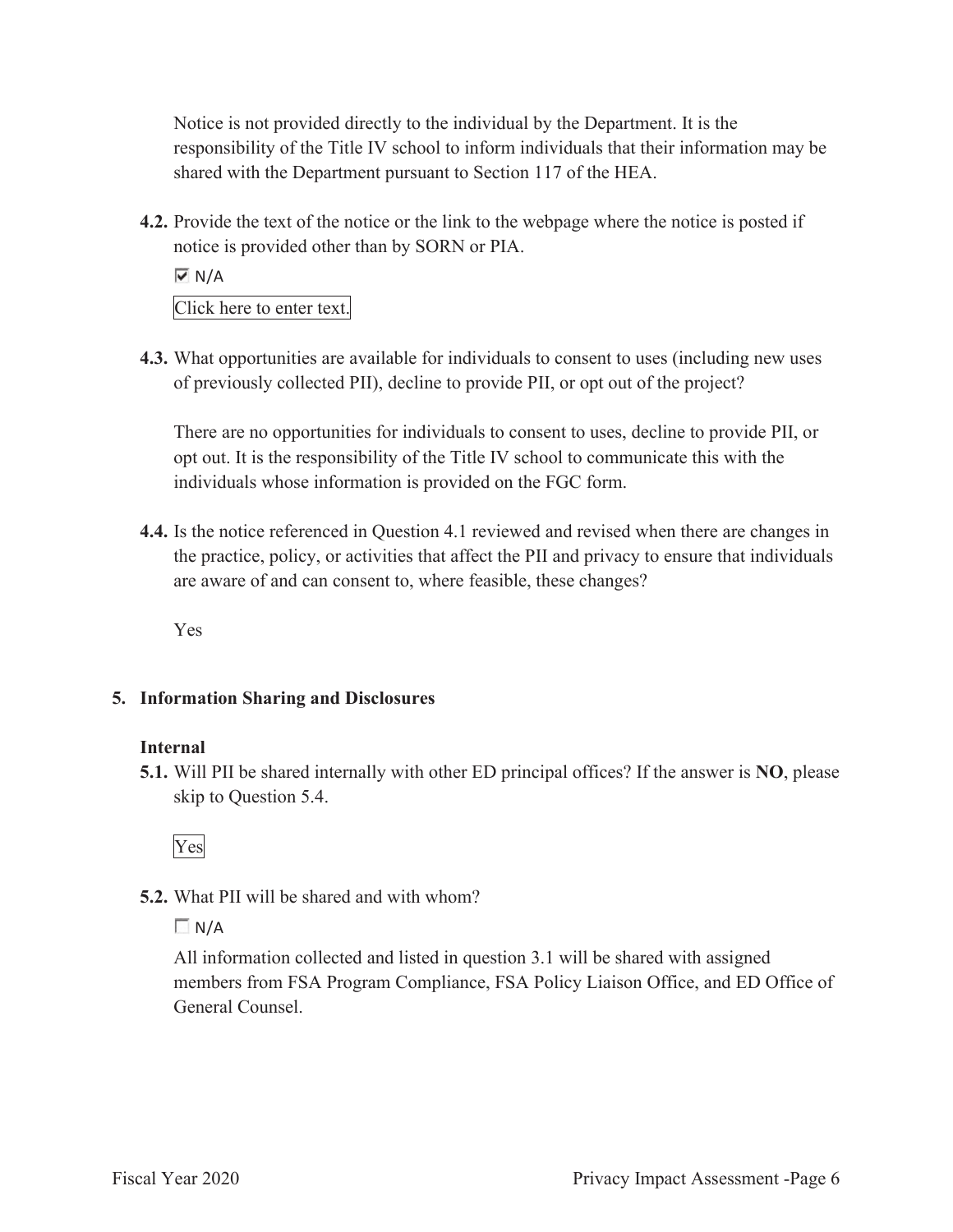Notice is not provided directly to the individual by the Department. It is the responsibility of the Title IV school to inform individuals that their information may be shared with the Department pursuant to Section 117 of the HEA.

**4.2.** Provide the text of the notice or the link to the webpage where the notice is posted if notice is provided other than by SORN or PIA.

☑ N/A

Click here to enter text.

**4.3.** What opportunities are available for individuals to consent to uses (including new uses of previously collected PII), decline to provide PII, or opt out of the project?

There are no opportunities for individuals to consent to uses, decline to provide PII, or opt out. It is the responsibility of the Title IV school to communicate this with the individuals whose information is provided on the FGC form.

**4.4.** Is the notice referenced in Question 4.1 reviewed and revised when there are changes in the practice, policy, or activities that affect the PII and privacy to ensure that individuals are aware of and can consent to, where feasible, these changes?

Yes

## 5. Information Sharing and Disclosures

### Internal

**5.1.** Will PII be shared internally with other ED principal offices? If the answer is **NO**, please skip to Question 5.4.

Yes

**5.2.** What PII will be shared and with whom?

☐ N/A

All information collected and listed in question 3.1 will be shared with assigned members from FSA Program Compliance, FSA Policy Liaison Office, and ED Office of General Counsel.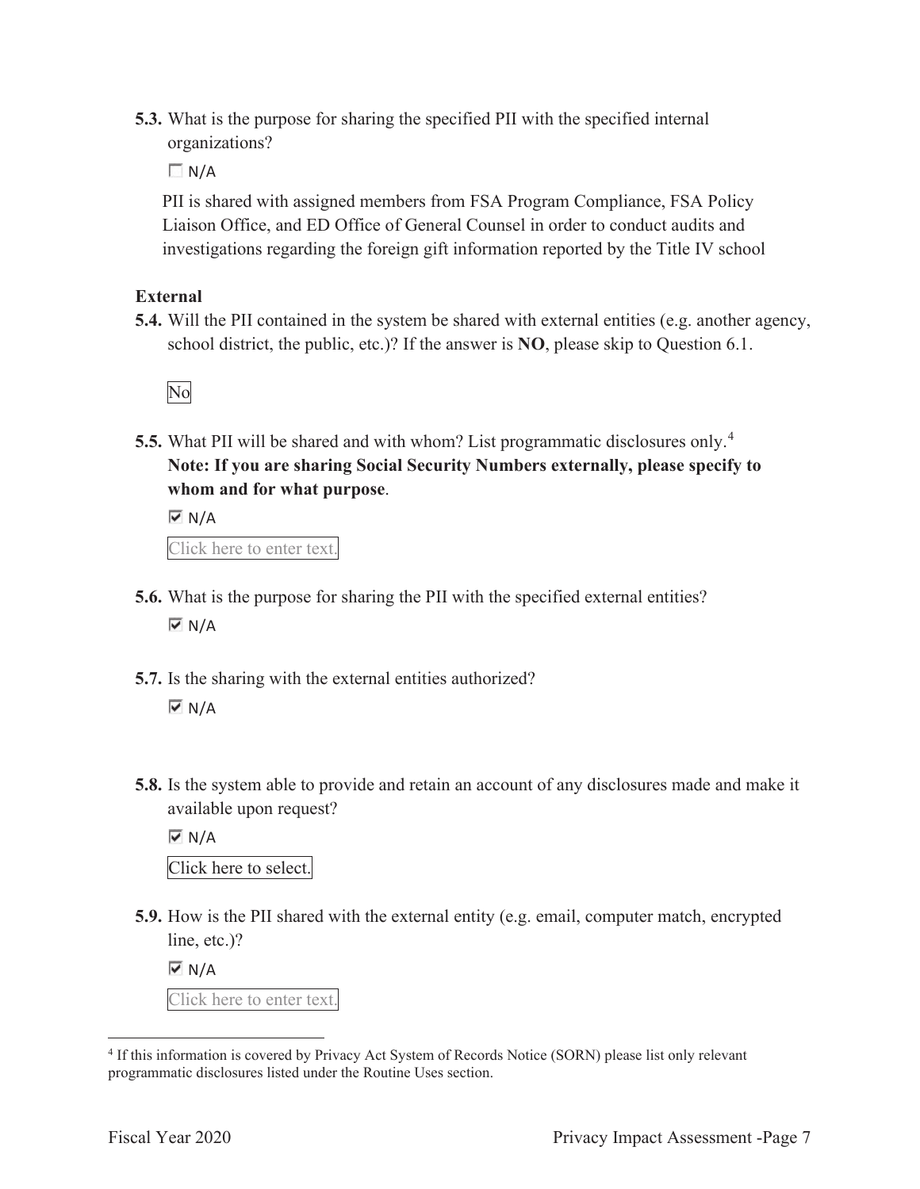**5.3.** What is the purpose for sharing the specified PII with the specified internal organizations?

☐ N/A

PII is shared with assigned members from FSA Program Compliance, FSA Policy Liaison Office, and ED Office of General Counsel in order to conduct audits and investigations regarding the foreign gift information reported by the Title IV school

**External**

**5.4.** Will the PII contained in the system be shared with external entities (e.g. another agency, school district, the public, etc.)? If the answer is **NO**, please skip to Question 6.1.

No

**5.5.** What PII will be shared and with whom? List programmatic disclosures only.[4] **Note: If you are sharing Social Security Numbers externally, please specify to whom and for what purpose**.

☑ N/A

Click here to enter text.

**5.6.** What is the purpose for sharing the PII with the specified external entities?

☑ N/A

**5.7.** Is the sharing with the external entities authorized?

☑ N/A

**5.8.** Is the system able to provide and retain an account of any disclosures made and make it available upon request?

☑ N/A

Click here to select.

**5.9.** How is the PII shared with the external entity (e.g. email, computer match, encrypted line, etc.)?

☑ N/A

Click here to enter text.

---

[4] If this information is covered by Privacy Act System of Records Notice (SORN) please list only relevant programmatic disclosures listed under the Routine Uses section.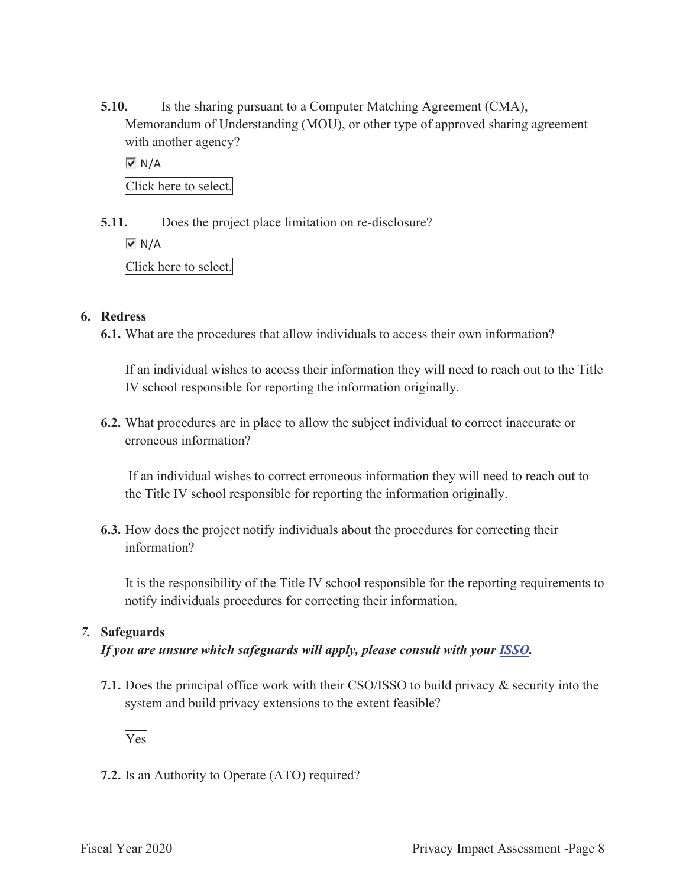**5.10.** Is the sharing pursuant to a Computer Matching Agreement (CMA), Memorandum of Understanding (MOU), or other type of approved sharing agreement with another agency?

☑ N/A

Click here to select.

**5.11.** Does the project place limitation on re-disclosure?

☑ N/A

Click here to select.

## 6. Redress

**6.1.** What are the procedures that allow individuals to access their own information?

If an individual wishes to access their information they will need to reach out to the Title IV school responsible for reporting the information originally.

**6.2.** What procedures are in place to allow the subject individual to correct inaccurate or erroneous information?

If an individual wishes to correct erroneous information they will need to reach out to the Title IV school responsible for reporting the information originally.

**6.3.** How does the project notify individuals about the procedures for correcting their information?

It is the responsibility of the Title IV school responsible for the reporting requirements to notify individuals procedures for correcting their information.

## *7.* Safeguards

***If you are unsure which safeguards will apply, please consult with your [ISSO](ISSO).***

**7.1.** Does the principal office work with their CSO/ISSO to build privacy & security into the system and build privacy extensions to the extent feasible?

Yes

**7.2.** Is an Authority to Operate (ATO) required?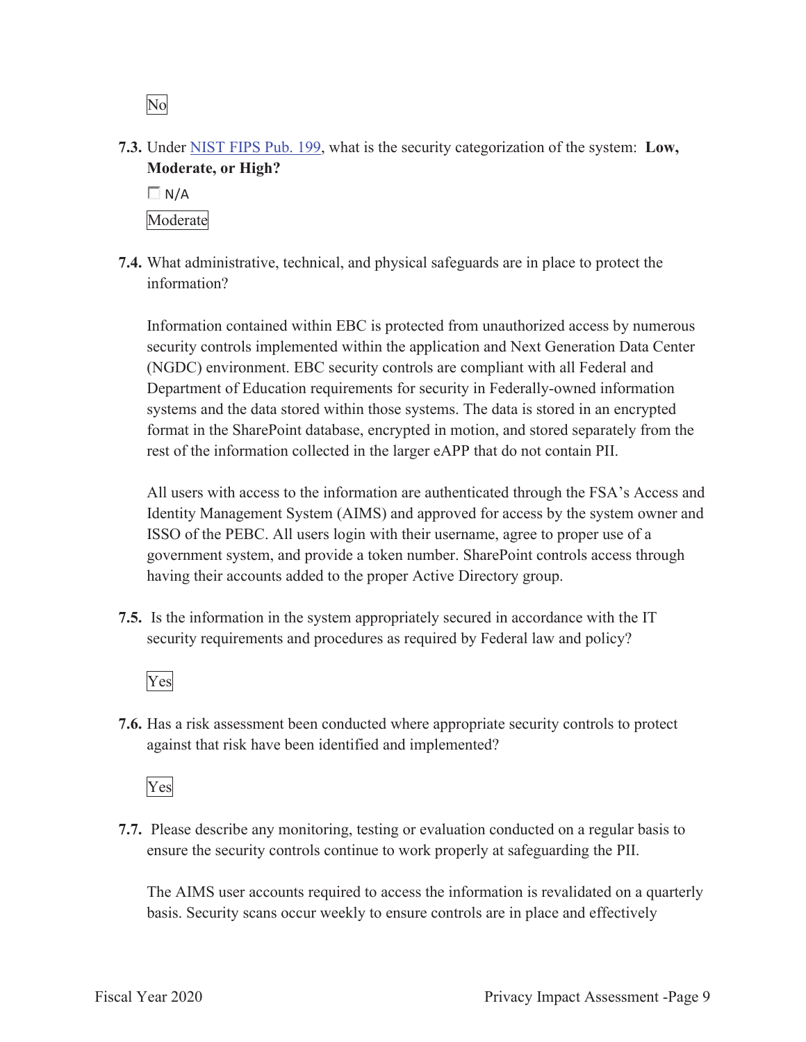No

**7.3.** Under NIST FIPS Pub. 199, what is the security categorization of the system: **Low, Moderate, or High?**

☐ N/A

Moderate

**7.4.** What administrative, technical, and physical safeguards are in place to protect the information?

Information contained within EBC is protected from unauthorized access by numerous security controls implemented within the application and Next Generation Data Center (NGDC) environment. EBC security controls are compliant with all Federal and Department of Education requirements for security in Federally-owned information systems and the data stored within those systems. The data is stored in an encrypted format in the SharePoint database, encrypted in motion, and stored separately from the rest of the information collected in the larger eAPP that do not contain PII.

All users with access to the information are authenticated through the FSA's Access and Identity Management System (AIMS) and approved for access by the system owner and ISSO of the PEBC. All users login with their username, agree to proper use of a government system, and provide a token number. SharePoint controls access through having their accounts added to the proper Active Directory group.

**7.5.** Is the information in the system appropriately secured in accordance with the IT security requirements and procedures as required by Federal law and policy?

Yes

**7.6.** Has a risk assessment been conducted where appropriate security controls to protect against that risk have been identified and implemented?

Yes

**7.7.** Please describe any monitoring, testing or evaluation conducted on a regular basis to ensure the security controls continue to work properly at safeguarding the PII.

The AIMS user accounts required to access the information is revalidated on a quarterly basis. Security scans occur weekly to ensure controls are in place and effectively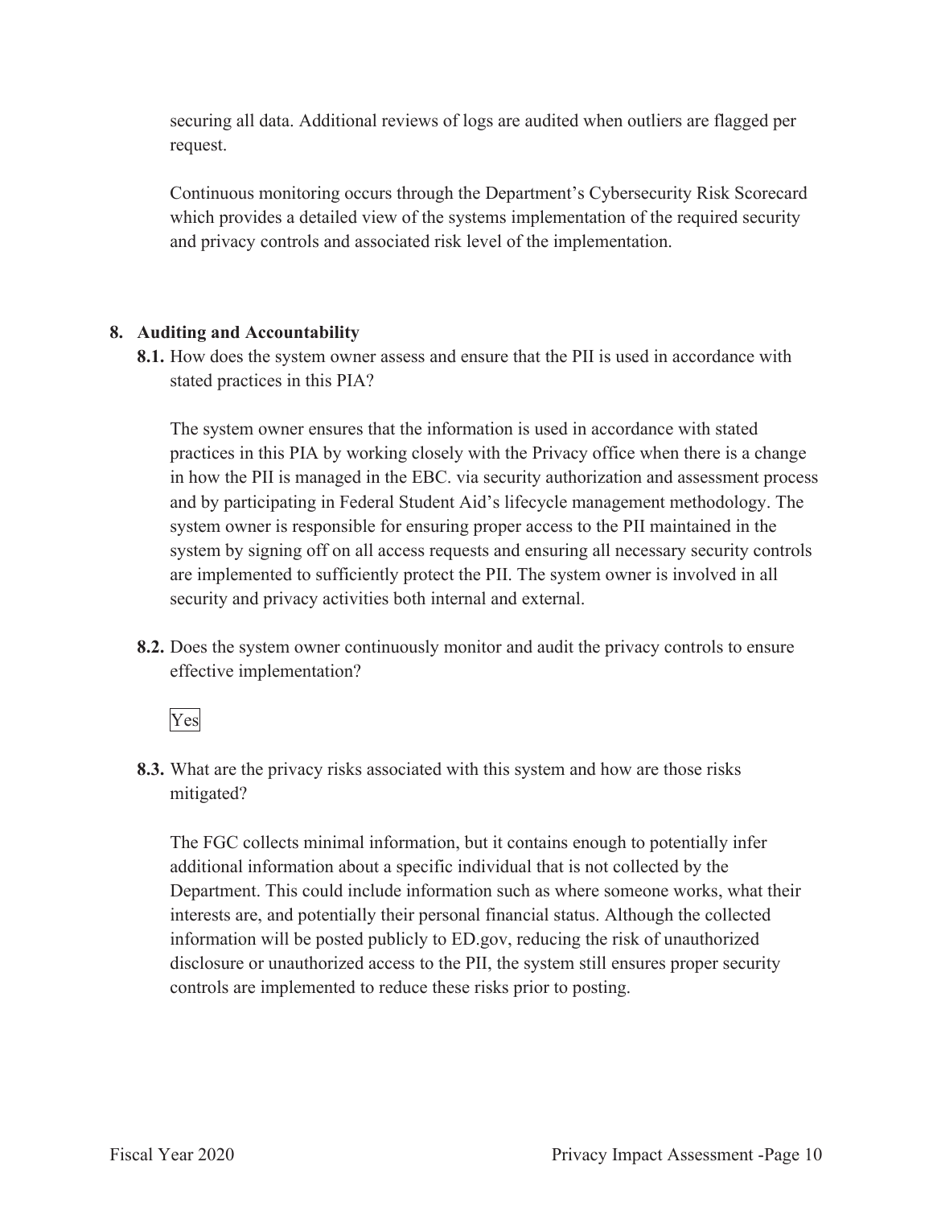securing all data. Additional reviews of logs are audited when outliers are flagged per request.

Continuous monitoring occurs through the Department's Cybersecurity Risk Scorecard which provides a detailed view of the systems implementation of the required security and privacy controls and associated risk level of the implementation.

## 8. Auditing and Accountability

**8.1.** How does the system owner assess and ensure that the PII is used in accordance with stated practices in this PIA?

The system owner ensures that the information is used in accordance with stated practices in this PIA by working closely with the Privacy office when there is a change in how the PII is managed in the EBC. via security authorization and assessment process and by participating in Federal Student Aid's lifecycle management methodology. The system owner is responsible for ensuring proper access to the PII maintained in the system by signing off on all access requests and ensuring all necessary security controls are implemented to sufficiently protect the PII. The system owner is involved in all security and privacy activities both internal and external.

**8.2.** Does the system owner continuously monitor and audit the privacy controls to ensure effective implementation?

Yes

**8.3.** What are the privacy risks associated with this system and how are those risks mitigated?

The FGC collects minimal information, but it contains enough to potentially infer additional information about a specific individual that is not collected by the Department. This could include information such as where someone works, what their interests are, and potentially their personal financial status. Although the collected information will be posted publicly to ED.gov, reducing the risk of unauthorized disclosure or unauthorized access to the PII, the system still ensures proper security controls are implemented to reduce these risks prior to posting.